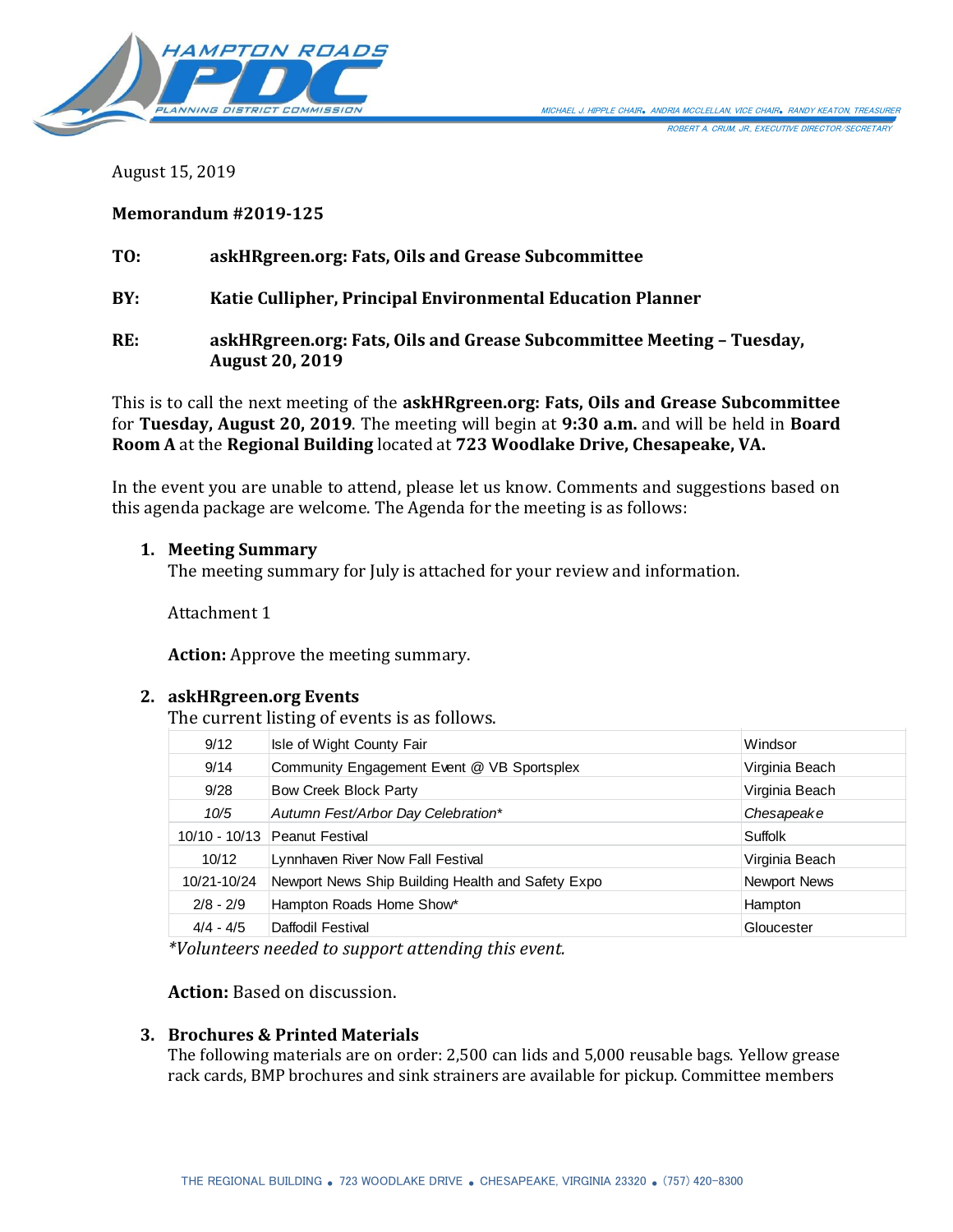HAMPTON ROADS PDC PLANNING DISTRICT COMMISSION

MICHAEL J. HIPPLE CHAIR • ANDRIA MCCLELLAN, VICE CHAIR • RANDY KEATON, TREASURER

ROBERT A. CRUM, JR., EXECUTIVE DIRECTOR/SECRETARY

August 15, 2019

**Memorandum #2019-125**

**TO:** **askHRgreen.org: Fats, Oils and Grease Subcommittee**

**BY:** **Katie Cullipher, Principal Environmental Education Planner**

**RE:** **askHRgreen.org: Fats, Oils and Grease Subcommittee Meeting – Tuesday, August 20, 2019**

This is to call the next meeting of the **askHRgreen.org: Fats, Oils and Grease Subcommittee** for **Tuesday, August 20, 2019**. The meeting will begin at **9:30 a.m.** and will be held in **Board Room A** at the **Regional Building** located at **723 Woodlake Drive, Chesapeake, VA.**

In the event you are unable to attend, please let us know. Comments and suggestions based on this agenda package are welcome. The Agenda for the meeting is as follows:

1. **Meeting Summary**

   The meeting summary for July is attached for your review and information.

   Attachment 1

   **Action:** Approve the meeting summary.

2. **askHRgreen.org Events**

   The current listing of events is as follows.

| | | |
|---|---|---|
| 9/12 | Isle of Wight County Fair | Windsor |
| 9/14 | Community Engagement Event @ VB Sportsplex | Virginia Beach |
| 9/28 | Bow Creek Block Party | Virginia Beach |
| *10/5* | *Autumn Fest/Arbor Day Celebration** | *Chesapeake* |
| 10/10 - 10/13 | Peanut Festival | Suffolk |
| 10/12 | Lynnhaven River Now Fall Festival | Virginia Beach |
| 10/21-10/24 | Newport News Ship Building Health and Safety Expo | Newport News |
| 2/8 - 2/9 | Hampton Roads Home Show* | Hampton |
| 4/4 - 4/5 | Daffodil Festival | Gloucester |

   *\*Volunteers needed to support attending this event.*

   **Action:** Based on discussion.

3. **Brochures & Printed Materials**

   The following materials are on order: 2,500 can lids and 5,000 reusable bags. Yellow grease rack cards, BMP brochures and sink strainers are available for pickup. Committee members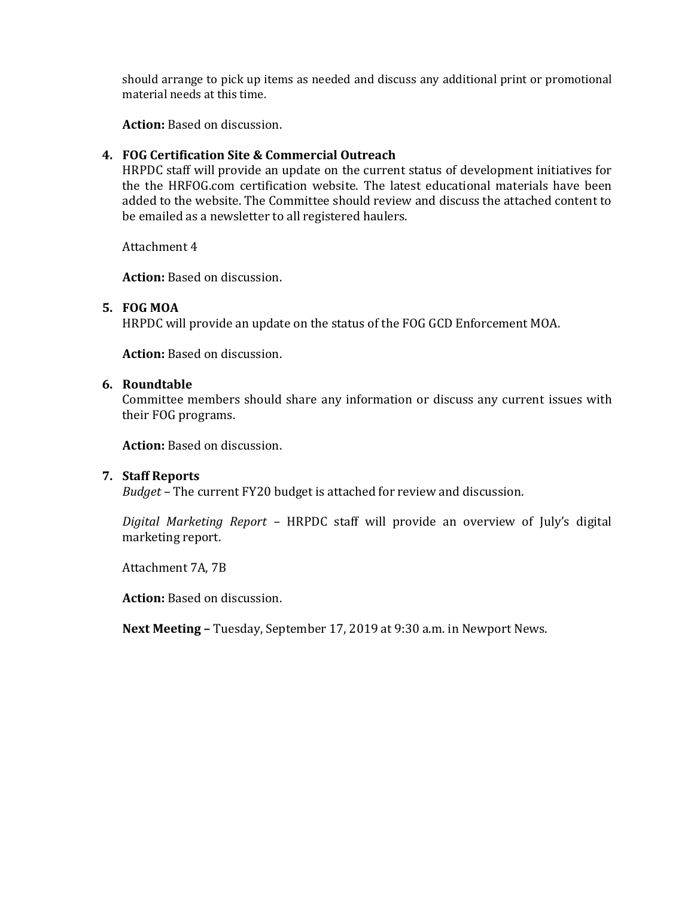should arrange to pick up items as needed and discuss any additional print or promotional material needs at this time.

**Action:** Based on discussion.

4. **FOG Certification Site & Commercial Outreach**
   HRPDC staff will provide an update on the current status of development initiatives for the the HRFOG.com certification website. The latest educational materials have been added to the website. The Committee should review and discuss the attached content to be emailed as a newsletter to all registered haulers.

   Attachment 4

   **Action:** Based on discussion.

5. **FOG MOA**
   HRPDC will provide an update on the status of the FOG GCD Enforcement MOA.

   **Action:** Based on discussion.

6. **Roundtable**
   Committee members should share any information or discuss any current issues with their FOG programs.

   **Action:** Based on discussion.

7. **Staff Reports**
   *Budget* – The current FY20 budget is attached for review and discussion.

   *Digital Marketing Report* – HRPDC staff will provide an overview of July's digital marketing report.

   Attachment 7A, 7B

   **Action:** Based on discussion.

   **Next Meeting –** Tuesday, September 17, 2019 at 9:30 a.m. in Newport News.